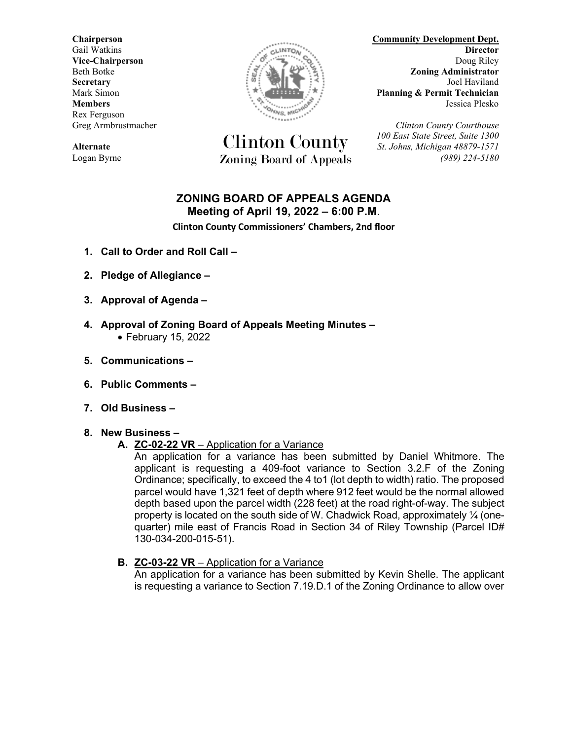**Chairperson**
Gail Watkins
**Vice-Chairperson**
Beth Botke
**Secretary**
Mark Simon
**Members**
Rex Ferguson
Greg Armbrustmacher

**Alternate**
Logan Byrne

# Clinton County
## Zoning Board of Appeals

**Community Development Dept.**
**Director**
Doug Riley
**Zoning Administrator**
Joel Haviland
**Planning & Permit Technician**
Jessica Plesko

*Clinton County Courthouse*
*100 East State Street, Suite 1300*
*St. Johns, Michigan 48879-1571*
*(989) 224-5180*

## ZONING BOARD OF APPEALS AGENDA
### Meeting of April 19, 2022 – 6:00 P.M.
**Clinton County Commissioners' Chambers, 2nd floor**

1. **Call to Order and Roll Call –**
2. **Pledge of Allegiance –**
3. **Approval of Agenda –**
4. **Approval of Zoning Board of Appeals Meeting Minutes –**
   - February 15, 2022
5. **Communications –**
6. **Public Comments –**
7. **Old Business –**
8. **New Business –**
   - **A. ZC-02-22 VR** – Application for a Variance
     An application for a variance has been submitted by Daniel Whitmore. The applicant is requesting a 409-foot variance to Section 3.2.F of the Zoning Ordinance; specifically, to exceed the 4 to1 (lot depth to width) ratio. The proposed parcel would have 1,321 feet of depth where 912 feet would be the normal allowed depth based upon the parcel width (228 feet) at the road right-of-way. The subject property is located on the south side of W. Chadwick Road, approximately ¼ (one-quarter) mile east of Francis Road in Section 34 of Riley Township (Parcel ID# 130-034-200-015-51).
   - **B. ZC-03-22 VR** – Application for a Variance
     An application for a variance has been submitted by Kevin Shelle. The applicant is requesting a variance to Section 7.19.D.1 of the Zoning Ordinance to allow over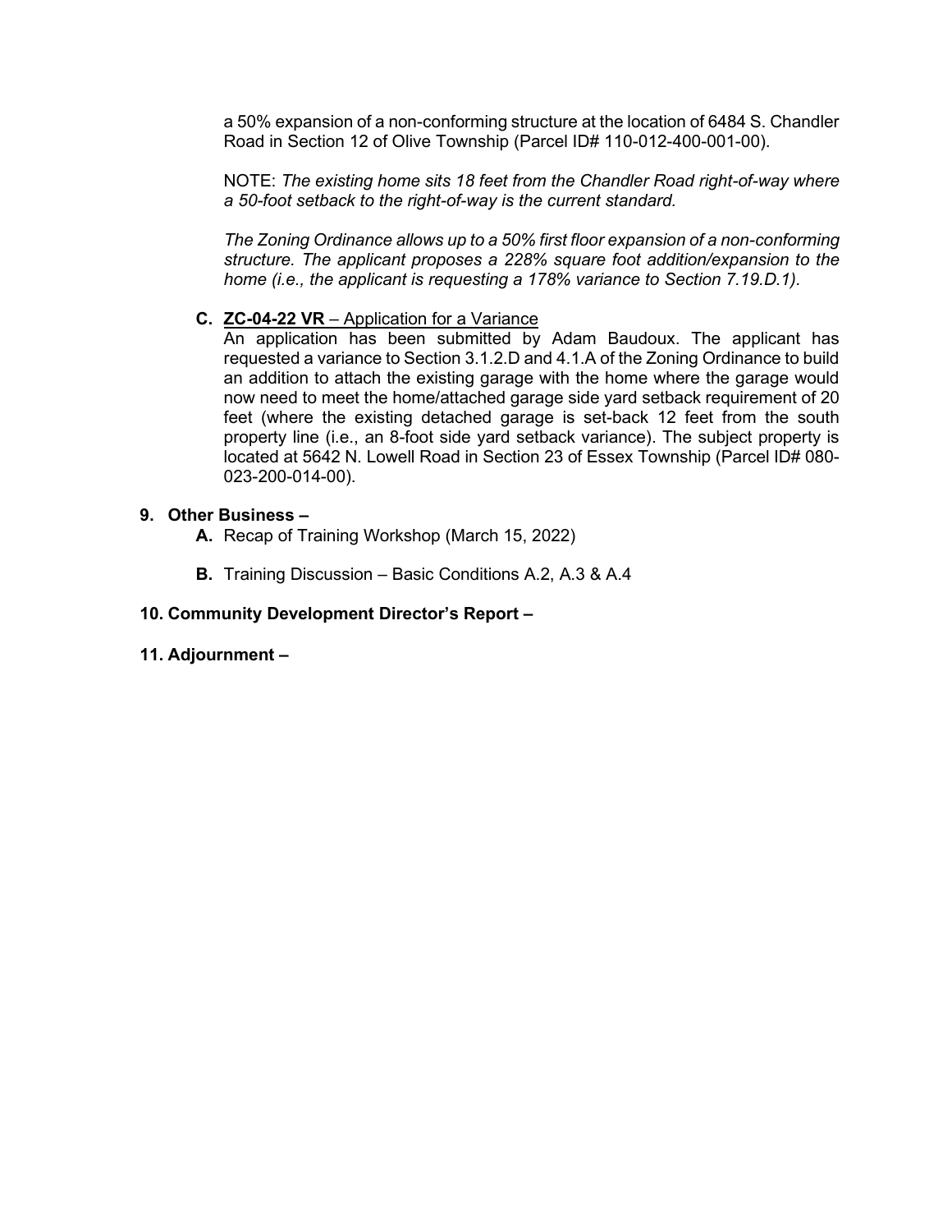a 50% expansion of a non-conforming structure at the location of 6484 S. Chandler Road in Section 12 of Olive Township (Parcel ID# 110-012-400-001-00).

NOTE: *The existing home sits 18 feet from the Chandler Road right-of-way where a 50-foot setback to the right-of-way is the current standard.*

*The Zoning Ordinance allows up to a 50% first floor expansion of a non-conforming structure. The applicant proposes a 228% square foot addition/expansion to the home (i.e., the applicant is requesting a 178% variance to Section 7.19.D.1).*

**C. ZC-04-22 VR** – Application for a Variance
An application has been submitted by Adam Baudoux. The applicant has requested a variance to Section 3.1.2.D and 4.1.A of the Zoning Ordinance to build an addition to attach the existing garage with the home where the garage would now need to meet the home/attached garage side yard setback requirement of 20 feet (where the existing detached garage is set-back 12 feet from the south property line (i.e., an 8-foot side yard setback variance). The subject property is located at 5642 N. Lowell Road in Section 23 of Essex Township (Parcel ID# 080-023-200-014-00).

**9. Other Business –**

**A.** Recap of Training Workshop (March 15, 2022)

**B.** Training Discussion – Basic Conditions A.2, A.3 & A.4

**10. Community Development Director's Report –**

**11. Adjournment –**